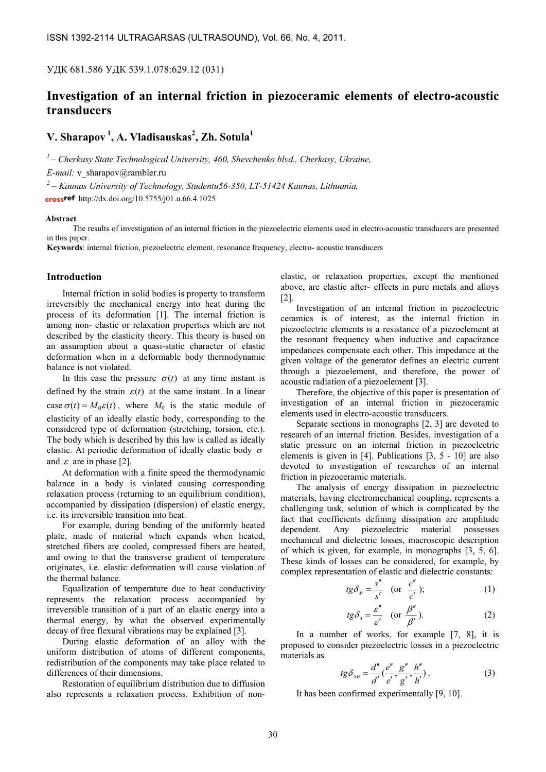УДК 681.586 УДК 539.1.078:629.12 (031)

# Investigation of an internal friction in piezoceramic elements of electro-acoustic transducers

**V. Sharapov [1], A. Vladisauskas[2], Zh. Sotula[1]**

*[1] – Cherkasy State Technological University, 460, Shevchenko blvd., Cherkasy, Ukraine,*

*E-mail:* v_sharapov@rambler.ru

*[2] – Kaunas University of Technology, Studentu56-350, LT-51424 Kaunas, Lithuania,*

http://dx.doi.org/10.5755/j01.u.66.4.1025

**Abstract**

The results of investigation of an internal friction in the piezoelectric elements used in electro-acoustic transducers are presented in this paper.

**Keywords**: internal friction, piezoelectric element, resonance frequency, electro- acoustic transducers

## Introduction

Internal friction in solid bodies is property to transform irreversibly the mechanical energy into heat during the process of its deformation [1]. The internal friction is among non- elastic or relaxation properties which are not described by the elasticity theory. This theory is based on an assumption about a quasi-static character of elastic deformation when in a deformable body thermodynamic balance is not violated.

In this case the pressure $\sigma(t)$ at any time instant is defined by the strain $\varepsilon(t)$ at the same instant. In a linear case $\sigma(t) = M_0\varepsilon(t)$, where $M_0$ is the static module of elasticity of an ideally elastic body, corresponding to the considered type of deformation (stretching, torsion, etc.). The body which is described by this law is called as ideally elastic. At periodic deformation of ideally elastic body $\sigma$ and $\varepsilon$ are in phase [2].

At deformation with a finite speed the thermodynamic balance in a body is violated causing corresponding relaxation process (returning to an equilibrium condition), accompanied by dissipation (dispersion) of elastic energy, i.e. its irreversible transition into heat.

For example, during bending of the uniformly heated plate, made of material which expands when heated, stretched fibers are cooled, compressed fibers are heated, and owing to that the transverse gradient of temperature originates, i.e. elastic deformation will cause violation of the thermal balance.

Equalization of temperature due to heat conductivity represents the relaxation process accompanied by irreversible transition of a part of an elastic energy into a thermal energy, by what the observed experimentally decay of free flexural vibrations may be explained [3].

During elastic deformation of an alloy with the uniform distribution of atoms of different components, redistribution of the components may take place related to differences of their dimensions.

Restoration of equilibrium distribution due to diffusion also represents a relaxation process. Exhibition of non-elastic, or relaxation properties, except the mentioned above, are elastic after- effects in pure metals and alloys [2].

Investigation of an internal friction in piezoelectric ceramics is of interest, as the internal friction in piezoelectric elements is a resistance of a piezoelement at the resonant frequency when inductive and capacitance impedances compensate each other. This impedance at the given voltage of the generator defines an electric current through a piezoelement, and therefore, the power of acoustic radiation of a piezoelement [3].

Therefore, the objective of this paper is presentation of investigation of an internal friction in piezoceramic elements used in electro-acoustic transducers.

Separate sections in monographs [2, 3] are devoted to research of an internal friction. Besides, investigation of a static pressure on an internal friction in piezoelectric elements is given in [4]. Publications [3, 5 - 10] are also devoted to investigation of researches of an internal friction in piezoceramic materials.

The analysis of energy dissipation in piezoelectric materials, having electromechanical coupling, represents a challenging task, solution of which is complicated by the fact that coefficients defining dissipation are amplitude dependent. Any piezoelectric material possesses mechanical and dielectric losses, macroscopic description of which is given, for example, in monographs [3, 5, 6]. These kinds of losses can be considered, for example, by complex representation of elastic and dielectric constants:

$$tg\delta_{м} = \frac{s''}{s'} \quad (\text{or } \frac{c''}{c'}); \tag{1}$$

$$tg\delta_{э} = \frac{\varepsilon''}{\varepsilon'} \quad (\text{or } \frac{\beta''}{\beta'}). \tag{2}$$

In a number of works, for example [7, 8], it is proposed to consider piezoelectric losses in a piezoelectric materials as

$$tg\delta_{эм} = \frac{d''}{d'}(\frac{e''}{e'}, \frac{g''}{g'}, \frac{h''}{h'}). \tag{3}$$

It has been confirmed experimentally [9, 10].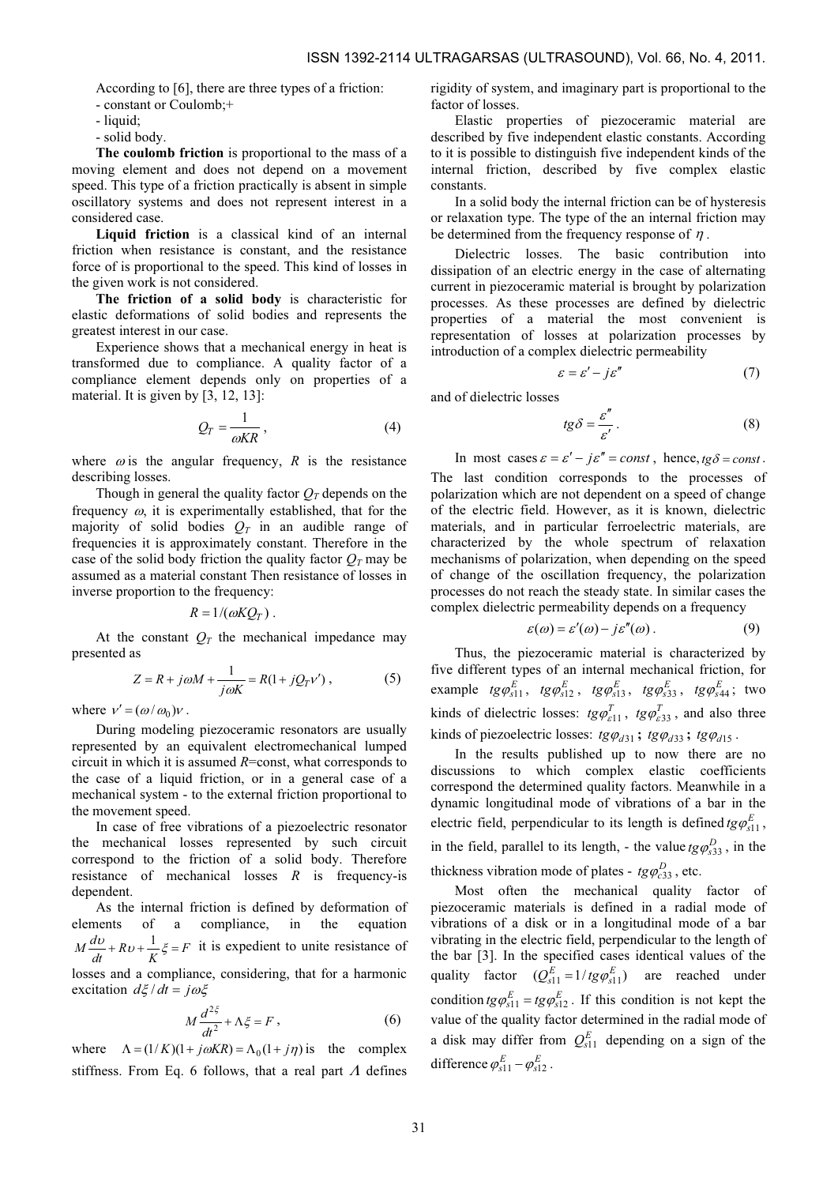According to [6], there are three types of a friction:

- constant or Coulomb;+
- liquid;
- solid body.

**The coulomb friction** is proportional to the mass of a moving element and does not depend on a movement speed. This type of a friction practically is absent in simple oscillatory systems and does not represent interest in a considered case.

**Liquid friction** is a classical kind of an internal friction when resistance is constant, and the resistance force of is proportional to the speed. This kind of losses in the given work is not considered.

**The friction of a solid body** is characteristic for elastic deformations of solid bodies and represents the greatest interest in our case.

Experience shows that a mechanical energy in heat is transformed due to compliance. A quality factor of a compliance element depends only on properties of a material. It is given by [3, 12, 13]:

$$Q_T = \frac{1}{\omega K R}, \tag{4}$$

where $\omega$ is the angular frequency, $R$ is the resistance describing losses.

Though in general the quality factor $Q_T$ depends on the frequency $\omega$, it is experimentally established, that for the majority of solid bodies $Q_T$ in an audible range of frequencies it is approximately constant. Therefore in the case of the solid body friction the quality factor $Q_T$ may be assumed as a material constant Then resistance of losses in inverse proportion to the frequency:

$$R = 1/(\omega K Q_T).$$

At the constant $Q_T$ the mechanical impedance may presented as

$$Z = R + j\omega M + \frac{1}{j\omega K} = R(1 + jQ_T \nu'), \tag{5}$$

where $\nu' = (\omega/\omega_0)\nu$.

During modeling piezoceramic resonators are usually represented by an equivalent electromechanical lumped circuit in which it is assumed $R$=const, what corresponds to the case of a liquid friction, or in a general case of a mechanical system - to the external friction proportional to the movement speed.

In case of free vibrations of a piezoelectric resonator the mechanical losses represented by such circuit correspond to the friction of a solid body. Therefore resistance of mechanical losses $R$ is frequency-is dependent.

As the internal friction is defined by deformation of elements of a compliance, in the equation $M\frac{d\upsilon}{dt} + R\upsilon + \frac{1}{K}\xi = F$ it is expedient to unite resistance of losses and a compliance, considering, that for a harmonic excitation $d\xi/dt = j\omega\xi$

$$M\frac{d^{2\xi}}{dt^2} + \Lambda\xi = F, \tag{6}$$

where $\Lambda = (1/K)(1 + j\omega KR) = \Lambda_0(1 + j\eta)$ is the complex stiffness. From Eq. 6 follows, that a real part $\Lambda$ defines rigidity of system, and imaginary part is proportional to the factor of losses.

Elastic properties of piezoceramic material are described by five independent elastic constants. According to it is possible to distinguish five independent kinds of the internal friction, described by five complex elastic constants.

In a solid body the internal friction can be of hysteresis or relaxation type. The type of the an internal friction may be determined from the frequency response of $\eta$.

Dielectric losses. The basic contribution into dissipation of an electric energy in the case of alternating current in piezoceramic material is brought by polarization processes. As these processes are defined by dielectric properties of a material the most convenient is representation of losses at polarization processes by introduction of a complex dielectric permeability

$$\varepsilon = \varepsilon' - j\varepsilon'' \tag{7}$$

and of dielectric losses

$$tg\delta = \frac{\varepsilon''}{\varepsilon'}. \tag{8}$$

In most cases $\varepsilon = \varepsilon' - j\varepsilon'' = const$, hence, $tg\delta = const$. The last condition corresponds to the processes of polarization which are not dependent on a speed of change of the electric field. However, as it is known, dielectric materials, and in particular ferroelectric materials, are characterized by the whole spectrum of relaxation mechanisms of polarization, when depending on the speed of change of the oscillation frequency, the polarization processes do not reach the steady state. In similar cases the complex dielectric permeability depends on a frequency

$$\varepsilon(\omega) = \varepsilon'(\omega) - j\varepsilon''(\omega). \tag{9}$$

Thus, the piezoceramic material is characterized by five different types of an internal mechanical friction, for example $tg\varphi^E_{s11}$, $tg\varphi^E_{s12}$, $tg\varphi^E_{s13}$, $tg\varphi^E_{s33}$, $tg\varphi^E_{s44}$; two kinds of dielectric losses: $tg\varphi^T_{\varepsilon 11}$, $tg\varphi^T_{\varepsilon 33}$, and also three kinds of piezoelectric losses: $tg\varphi_{d31}$; $tg\varphi_{d33}$; $tg\varphi_{d15}$.

In the results published up to now there are no discussions to which complex elastic coefficients correspond the determined quality factors. Meanwhile in a dynamic longitudinal mode of vibrations of a bar in the electric field, perpendicular to its length is defined $tg\varphi^E_{s11}$, in the field, parallel to its length, - the value $tg\varphi^D_{s33}$, in the thickness vibration mode of plates - $tg\varphi^D_{c33}$, etc.

Most often the mechanical quality factor of piezoceramic materials is defined in a radial mode of vibrations of a disk or in a longitudinal mode of a bar vibrating in the electric field, perpendicular to the length of the bar [3]. In the specified cases identical values of the quality factor $(Q^E_{s11} = 1/tg\varphi^E_{s11})$ are reached under condition $tg\varphi^E_{s11} = tg\varphi^E_{s12}$. If this condition is not kept the value of the quality factor determined in the radial mode of a disk may differ from $Q^E_{s11}$ depending on a sign of the difference $\varphi^E_{s11} - \varphi^E_{s12}$.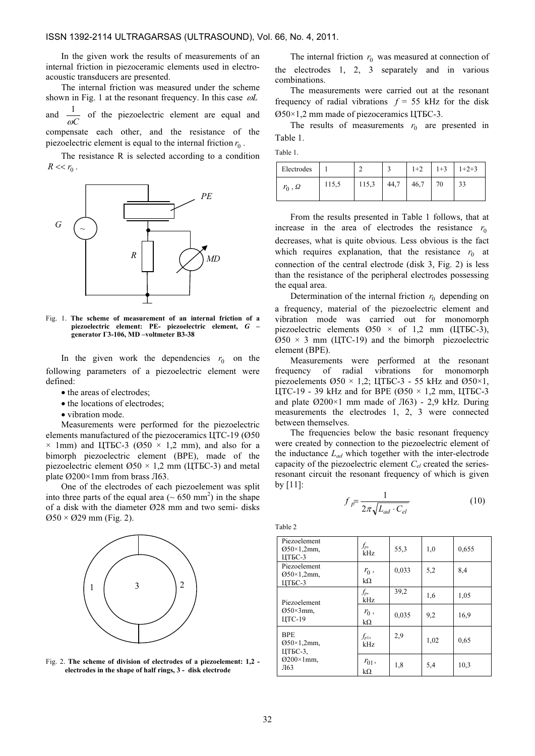In the given work the results of measurements of an internal friction in piezoceramic elements used in electro-acoustic transducers are presented.

The internal friction was measured under the scheme shown in Fig. 1 at the resonant frequency. In this case $\omega L$ and $\frac{1}{\omega C}$ of the piezoelectric element are equal and compensate each other, and the resistance of the piezoelectric element is equal to the internal friction $r_0$.

The resistance R is selected according to a condition $R << r_0$.

Fig. 1. **The scheme of measurement of an internal friction of a piezoelectric element: PE- piezoelectric element, *G* – generator Г3-106, MD –voltmeter В3-38**

In the given work the dependencies $r_0$ on the following parameters of a piezoelectric element were defined:

- the areas of electrodes;
- the locations of electrodes;
- vibration mode.

Measurements were performed for the piezoelectric elements manufactured of the piezoceramics ЦТС-19 (Ø50 × 1mm) and ЦТБС-3 (Ø50 × 1,2 mm), and also for a bimorph piezoelectric element (BPE), made of the piezoelectric element Ø50 × 1,2 mm (ЦТБС-3) and metal plate Ø200×1mm from brass Л63.

One of the electrodes of each piezoelement was split into three parts of the equal area (~ 650 mm$^2$) in the shape of a disk with the diameter Ø28 mm and two semi- disks Ø50 × Ø29 mm (Fig. 2).

Fig. 2. **The scheme of division of electrodes of a piezoelement: 1,2 - electrodes in the shape of half rings, 3 - disk electrode**

The internal friction $r_0$ was measured at connection of the electrodes 1, 2, 3 separately and in various combinations.

The measurements were carried out at the resonant frequency of radial vibrations $f$ = 55 kHz for the disk Ø50×1,2 mm made of piezoceramics ЦТБС-3.

The results of measurements $r_0$ are presented in Table 1.

Table 1.

| Electrodes | 1 | 2 | 3 | 1+2 | 1+3 | 1+2+3 |
|---|---|---|---|---|---|---|
| $r_0$, Ω | 115,5 | 115,3 | 44,7 | 46,7 | 70 | 33 |

From the results presented in Table 1 follows, that at increase in the area of electrodes the resistance $r_0$ decreases, what is quite obvious. Less obvious is the fact which requires explanation, that the resistance $r_0$ at connection of the central electrode (disk 3, Fig. 2) is less than the resistance of the peripheral electrodes possessing the equal area.

Determination of the internal friction $r_0$ depending on a frequency, material of the piezoelectric element and vibration mode was carried out for monomorph piezoelectric elements Ø50 × of 1,2 mm (ЦТБС-3), Ø50 × 3 mm (ЦТС-19) and the bimorph piezoelectric element (BPE).

Measurements were performed at the resonant frequency of radial vibrations for monomorph piezoelements Ø50 × 1,2; ЦТБС-3 - 55 kHz and Ø50×1, ЦТС-19 - 39 kHz and for BPE (Ø50 × 1,2 mm, ЦТБС-3 and plate Ø200×1 mm made of Л63) - 2,9 kHz. During measurements the electrodes 1, 2, 3 were connected between themselves.

The frequencies below the basic resonant frequency were created by connection to the piezoelectric element of the inductance $L_{ad}$ which together with the inter-electrode capacity of the piezoelectric element $C_{el}$ created the series-resonant circuit the resonant frequency of which is given by [11]:

$$f_p = \frac{1}{2\pi\sqrt{L_{ad} \cdot C_{el}}} \tag{10}$$

Table 2

| | | | | |
|---|---|---|---|---|
| Piezoelement Ø50×1,2mm, ЦТБС-3 | $f_p$, kHz | 55,3 | 1,0 | 0,655 |
| Piezoelement Ø50×1,2mm, ЦТБС-3 | $r_0$, kΩ | 0,033 | 5,2 | 8,4 |
| Piezoelement Ø50×3mm, ЦТС-19 | $f_p$, kHz | 39,2 | 1,6 | 1,05 |
| | $r_0$, kΩ | 0,035 | 9,2 | 16,9 |
| BPE Ø50×1,2mm, ЦТБС-3, Ø200×1mm, Л63 | $f_{p1}$, kHz | 2,9 | 1,02 | 0,65 |
| | $r_{01}$, kΩ | 1,8 | 5,4 | 10,3 |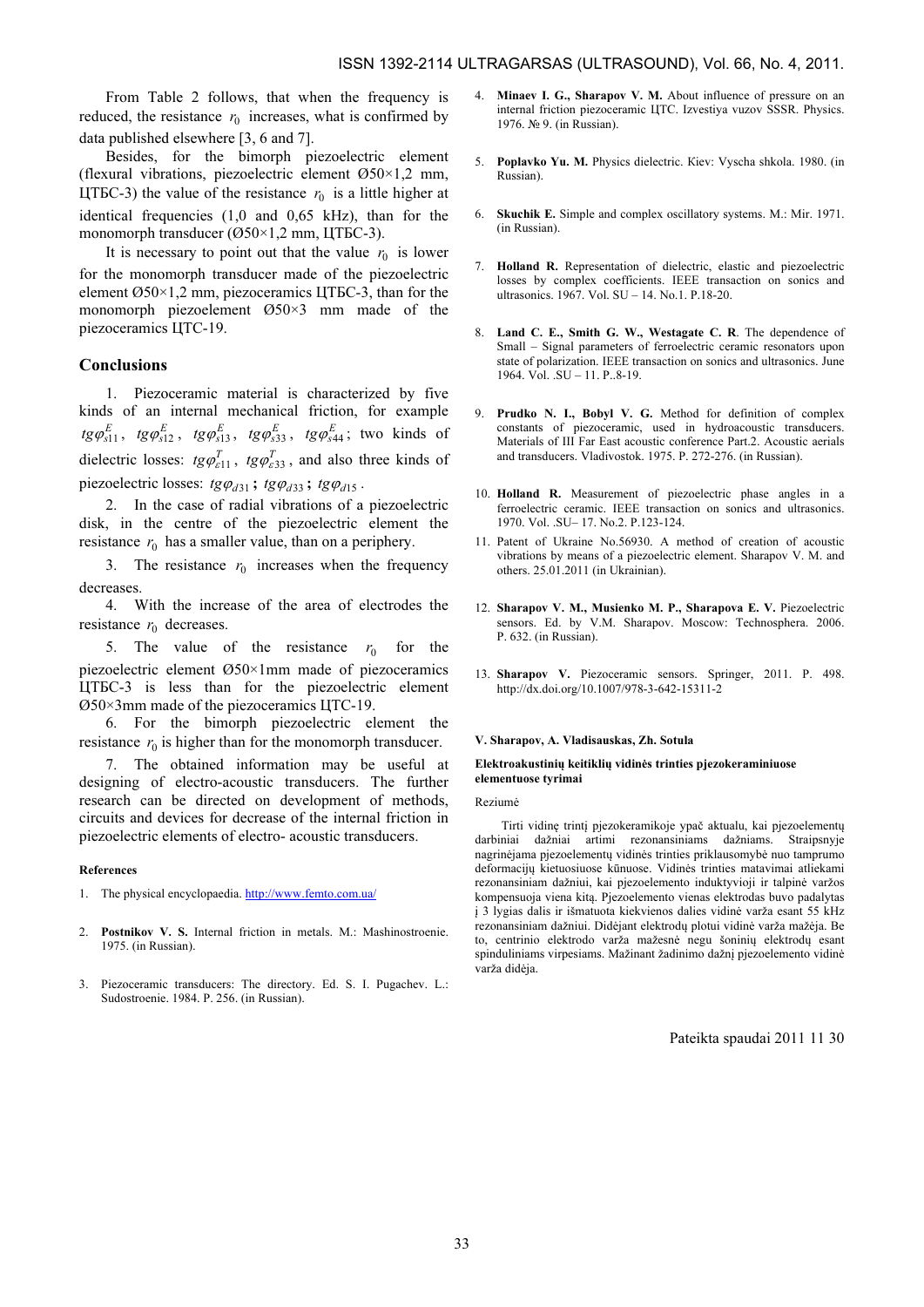From Table 2 follows, that when the frequency is reduced, the resistance $r_0$ increases, what is confirmed by data published elsewhere [3, 6 and 7].

Besides, for the bimorph piezoelectric element (flexural vibrations, piezoelectric element Ø50×1,2 mm, ЦТБС-3) the value of the resistance $r_0$ is a little higher at identical frequencies (1,0 and 0,65 kHz), than for the monomorph transducer (Ø50×1,2 mm, ЦТБС-3).

It is necessary to point out that the value $r_0$ is lower for the monomorph transducer made of the piezoelectric element Ø50×1,2 mm, piezoceramics ЦТБС-3, than for the monomorph piezoelement Ø50×3 mm made of the piezoceramics ЦТС-19.

## Conclusions

1. Piezoceramic material is characterized by five kinds of an internal mechanical friction, for example $tg\varphi^E_{s11}$, $tg\varphi^E_{s12}$, $tg\varphi^E_{s13}$, $tg\varphi^E_{s33}$, $tg\varphi^E_{s44}$; two kinds of dielectric losses: $tg\varphi^T_{\varepsilon 11}$, $tg\varphi^T_{\varepsilon 33}$, and also three kinds of piezoelectric losses: $tg\varphi_{d31}$; $tg\varphi_{d33}$; $tg\varphi_{d15}$.

2. In the case of radial vibrations of a piezoelectric disk, in the centre of the piezoelectric element the resistance $r_0$ has a smaller value, than on a periphery.

3. The resistance $r_0$ increases when the frequency decreases.

4. With the increase of the area of electrodes the resistance $r_0$ decreases.

5. The value of the resistance $r_0$ for the piezoelectric element Ø50×1mm made of piezoceramics ЦТБС-3 is less than for the piezoelectric element Ø50×3mm made of the piezoceramics ЦТС-19.

6. For the bimorph piezoelectric element the resistance $r_0$ is higher than for the monomorph transducer.

7. The obtained information may be useful at designing of electro-acoustic transducers. The further research can be directed on development of methods, circuits and devices for decrease of the internal friction in piezoelectric elements of electro- acoustic transducers.

### References

1. The physical encyclopaedia. http://www.femto.com.ua/
2. **Postnikov V. S.** Internal friction in metals. M.: Mashinostroenie. 1975. (in Russian).
3. Piezoceramic transducers: The directory. Ed. S. I. Pugachev. L.: Sudostroenie. 1984. P. 256. (in Russian).
4. **Minaev I. G., Sharapov V. M.** About influence of pressure on an internal friction piezoceramic ЦТС. Izvestiya vuzov SSSR. Physics. 1976. № 9. (in Russian).
5. **Poplavko Yu. M.** Physics dielectric. Kiev: Vyscha shkola. 1980. (in Russian).
6. **Skuchik E.** Simple and complex oscillatory systems. M.: Mir. 1971. (in Russian).
7. **Holland R.** Representation of dielectric, elastic and piezoelectric losses by complex coefficients. IEEE transaction on sonics and ultrasonics. 1967. Vol. SU – 14. No.1. P.18-20.
8. **Land C. E., Smith G. W., Westagate C. R**. The dependence of Small – Signal parameters of ferroelectric ceramic resonators upon state of polarization. IEEE transaction on sonics and ultrasonics. June 1964. Vol. .SU – 11. P..8-19.
9. **Prudko N. I., Bobyl V. G.** Method for definition of complex constants of piezoceramic, used in hydroacoustic transducers. Materials of III Far East acoustic conference Part.2. Acoustic aerials and transducers. Vladivostok. 1975. P. 272-276. (in Russian).
10. **Holland R.** Measurement of piezoelectric phase angles in a ferroelectric ceramic. IEEE transaction on sonics and ultrasonics. 1970. Vol. .SU– 17. No.2. P.123-124.
11. Patent of Ukraine No.56930. A method of creation of acoustic vibrations by means of a piezoelectric element. Sharapov V. M. and others. 25.01.2011 (in Ukrainian).
12. **Sharapov V. M., Musienko M. P., Sharapova E. V.** Piezoelectric sensors. Ed. by V.M. Sharapov. Moscow: Technosphera. 2006. P. 632. (in Russian).
13. **Sharapov V.** Piezoceramic sensors. Springer, 2011. P. 498. http://dx.doi.org/10.1007/978-3-642-15311-2

**V. Sharapov, A. Vladisauskas, Zh. Sotula**

**Elektroakustinių keitiklių vidinės trinties pjezokeraminiuose elementuose tyrimai**

Reziumė

Tirti vidinę trintį pjezokeramikoje ypač aktualu, kai pjezoelementų darbiniai dažniai artimi rezonansiniams dažniams. Straipsnyje nagrinėjama pjezoelementų vidinės trinties priklausomybė nuo tamprumo deformacijų kietuosiuose kūnuose. Vidinės trinties matavimai atliekami rezonansiniam dažniui, kai pjezoelemento induktyvioji ir talpinė varžos kompensuoja viena kitą. Pjezoelemento vienas elektrodas buvo padalytas į 3 lygias dalis ir išmatuota kiekvienos dalies vidinė varža esant 55 kHz rezonansiniam dažniui. Didėjant elektrodų plotui vidinė varža mažėja. Be to, centrinio elektrodo varža mažesnė negu šoninių elektrodų esant spinduliniams virpesiams. Mažinant žadinimo dažnį pjezoelemento vidinė varža didėja.

Pateikta spaudai 2011 11 30